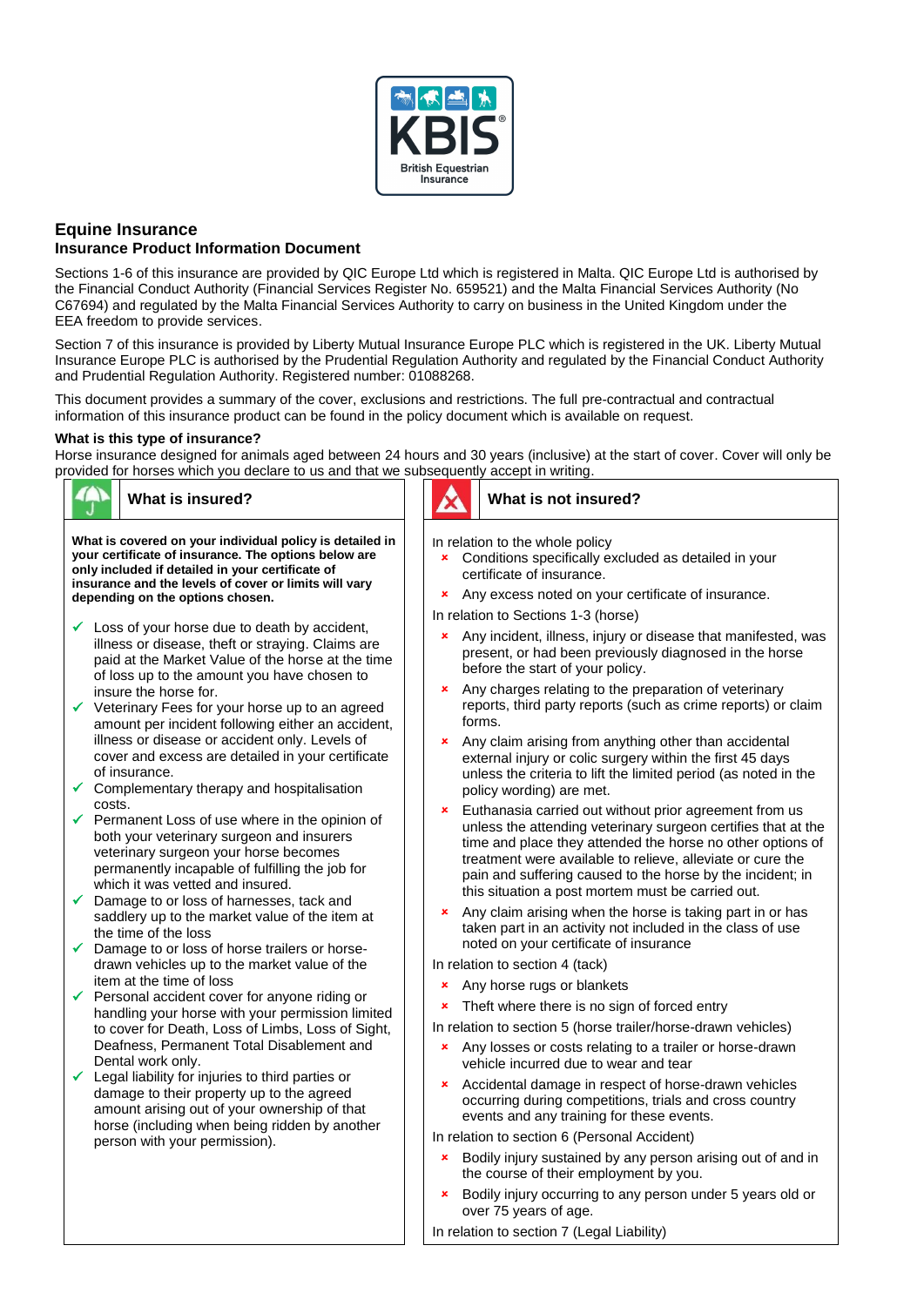KBIS British Equestrian Insurance

# Equine Insurance

## Insurance Product Information Document

Sections 1-6 of this insurance are provided by QIC Europe Ltd which is registered in Malta. QIC Europe Ltd is authorised by the Financial Conduct Authority (Financial Services Register No. 659521) and the Malta Financial Services Authority (No C67694) and regulated by the Malta Financial Services Authority to carry on business in the United Kingdom under the EEA freedom to provide services.

Section 7 of this insurance is provided by Liberty Mutual Insurance Europe PLC which is registered in the UK. Liberty Mutual Insurance Europe PLC is authorised by the Prudential Regulation Authority and regulated by the Financial Conduct Authority and Prudential Regulation Authority. Registered number: 01088268.

This document provides a summary of the cover, exclusions and restrictions. The full pre-contractual and contractual information of this insurance product can be found in the policy document which is available on request.

**What is this type of insurance?**

Horse insurance designed for animals aged between 24 hours and 30 years (inclusive) at the start of cover. Cover will only be provided for horses which you declare to us and that we subsequently accept in writing.

### What is insured?

**What is covered on your individual policy is detailed in your certificate of insurance. The options below are only included if detailed in your certificate of insurance and the levels of cover or limits will vary depending on the options chosen.**

- ✓ Loss of your horse due to death by accident, illness or disease, theft or straying. Claims are paid at the Market Value of the horse at the time of loss up to the amount you have chosen to insure the horse for.
- ✓ Veterinary Fees for your horse up to an agreed amount per incident following either an accident, illness or disease or accident only. Levels of cover and excess are detailed in your certificate of insurance.
- ✓ Complementary therapy and hospitalisation costs.
- ✓ Permanent Loss of use where in the opinion of both your veterinary surgeon and insurers veterinary surgeon your horse becomes permanently incapable of fulfilling the job for which it was vetted and insured.
- ✓ Damage to or loss of harnesses, tack and saddlery up to the market value of the item at the time of the loss
- ✓ Damage to or loss of horse trailers or horse-drawn vehicles up to the market value of the item at the time of loss
- ✓ Personal accident cover for anyone riding or handling your horse with your permission limited to cover for Death, Loss of Limbs, Loss of Sight, Deafness, Permanent Total Disablement and Dental work only.
- ✓ Legal liability for injuries to third parties or damage to their property up to the agreed amount arising out of your ownership of that horse (including when being ridden by another person with your permission).

### What is not insured?

In relation to the whole policy

- × Conditions specifically excluded as detailed in your certificate of insurance.
- × Any excess noted on your certificate of insurance.

In relation to Sections 1-3 (horse)

- × Any incident, illness, injury or disease that manifested, was present, or had been previously diagnosed in the horse before the start of your policy.
- × Any charges relating to the preparation of veterinary reports, third party reports (such as crime reports) or claim forms.
- × Any claim arising from anything other than accidental external injury or colic surgery within the first 45 days unless the criteria to lift the limited period (as noted in the policy wording) are met.
- × Euthanasia carried out without prior agreement from us unless the attending veterinary surgeon certifies that at the time and place they attended the horse no other options of treatment were available to relieve, alleviate or cure the pain and suffering caused to the horse by the incident; in this situation a post mortem must be carried out.
- × Any claim arising when the horse is taking part in or has taken part in an activity not included in the class of use noted on your certificate of insurance

In relation to section 4 (tack)

- × Any horse rugs or blankets
- × Theft where there is no sign of forced entry

In relation to section 5 (horse trailer/horse-drawn vehicles)

- × Any losses or costs relating to a trailer or horse-drawn vehicle incurred due to wear and tear
- × Accidental damage in respect of horse-drawn vehicles occurring during competitions, trials and cross country events and any training for these events.

In relation to section 6 (Personal Accident)

- × Bodily injury sustained by any person arising out of and in the course of their employment by you.
- × Bodily injury occurring to any person under 5 years old or over 75 years of age.

In relation to section 7 (Legal Liability)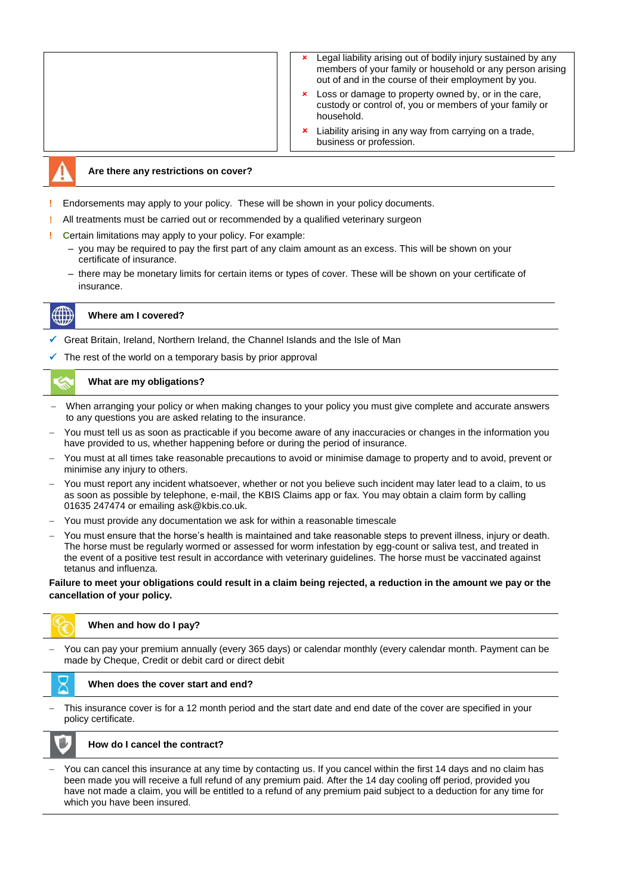- ✗ Legal liability arising out of bodily injury sustained by any members of your family or household or any person arising out of and in the course of their employment by you.
- ✗ Loss or damage to property owned by, or in the care, custody or control of, you or members of your family or household.
- ✗ Liability arising in any way from carrying on a trade, business or profession.

## Are there any restrictions on cover?

- ! Endorsements may apply to your policy. These will be shown in your policy documents.
- ! All treatments must be carried out or recommended by a qualified veterinary surgeon
- ! Certain limitations may apply to your policy. For example:
  - you may be required to pay the first part of any claim amount as an excess. This will be shown on your certificate of insurance.
  - there may be monetary limits for certain items or types of cover. These will be shown on your certificate of insurance.

## Where am I covered?

- ✓ Great Britain, Ireland, Northern Ireland, the Channel Islands and the Isle of Man
- ✓ The rest of the world on a temporary basis by prior approval

## What are my obligations?

- When arranging your policy or when making changes to your policy you must give complete and accurate answers to any questions you are asked relating to the insurance.
- You must tell us as soon as practicable if you become aware of any inaccuracies or changes in the information you have provided to us, whether happening before or during the period of insurance.
- You must at all times take reasonable precautions to avoid or minimise damage to property and to avoid, prevent or minimise any injury to others.
- You must report any incident whatsoever, whether or not you believe such incident may later lead to a claim, to us as soon as possible by telephone, e-mail, the KBIS Claims app or fax. You may obtain a claim form by calling 01635 247474 or emailing ask@kbis.co.uk.
- You must provide any documentation we ask for within a reasonable timescale
- You must ensure that the horse's health is maintained and take reasonable steps to prevent illness, injury or death. The horse must be regularly wormed or assessed for worm infestation by egg-count or saliva test, and treated in the event of a positive test result in accordance with veterinary guidelines. The horse must be vaccinated against tetanus and influenza.

**Failure to meet your obligations could result in a claim being rejected, a reduction in the amount we pay or the cancellation of your policy.**

## When and how do I pay?

- You can pay your premium annually (every 365 days) or calendar monthly (every calendar month. Payment can be made by Cheque, Credit or debit card or direct debit

## When does the cover start and end?

- This insurance cover is for a 12 month period and the start date and end date of the cover are specified in your policy certificate.

## How do I cancel the contract?

- You can cancel this insurance at any time by contacting us. If you cancel within the first 14 days and no claim has been made you will receive a full refund of any premium paid. After the 14 day cooling off period, provided you have not made a claim, you will be entitled to a refund of any premium paid subject to a deduction for any time for which you have been insured.